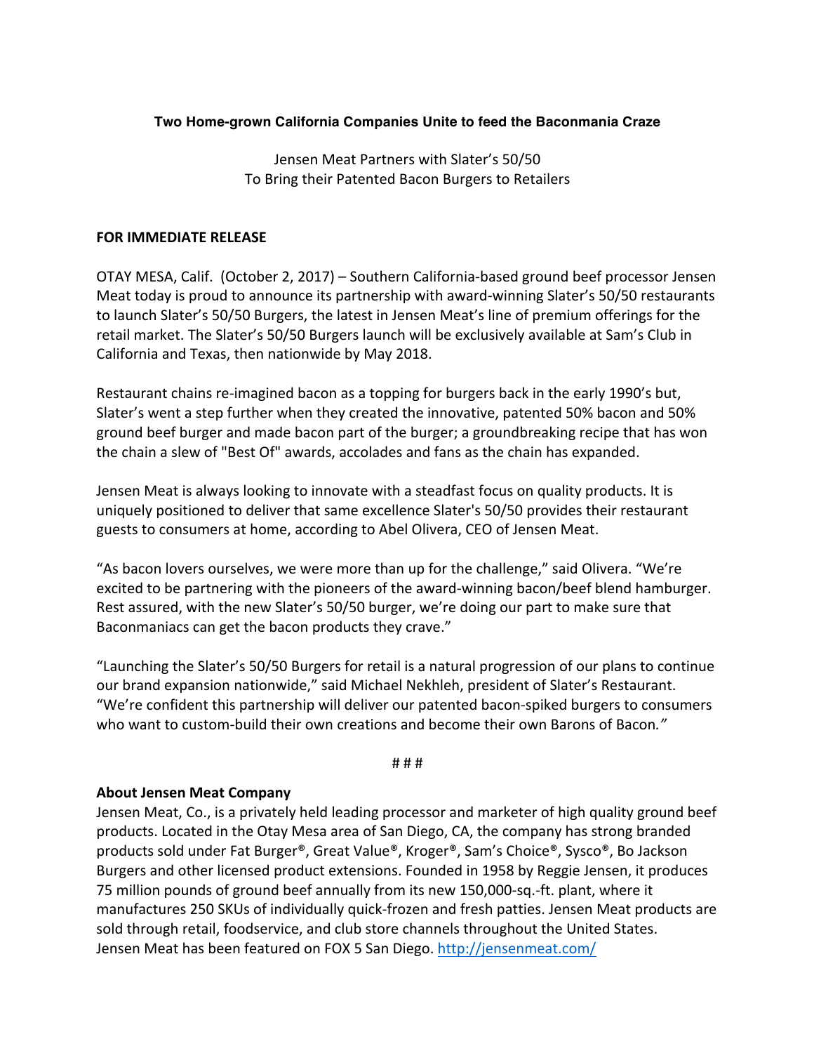**Two Home-grown California Companies Unite to feed the Baconmania Craze**

Jensen Meat Partners with Slater's 50/50
To Bring their Patented Bacon Burgers to Retailers

**FOR IMMEDIATE RELEASE**

OTAY MESA, Calif. (October 2, 2017) – Southern California-based ground beef processor Jensen Meat today is proud to announce its partnership with award-winning Slater's 50/50 restaurants to launch Slater's 50/50 Burgers, the latest in Jensen Meat's line of premium offerings for the retail market. The Slater's 50/50 Burgers launch will be exclusively available at Sam's Club in California and Texas, then nationwide by May 2018.

Restaurant chains re-imagined bacon as a topping for burgers back in the early 1990's but, Slater's went a step further when they created the innovative, patented 50% bacon and 50% ground beef burger and made bacon part of the burger; a groundbreaking recipe that has won the chain a slew of "Best Of" awards, accolades and fans as the chain has expanded.

Jensen Meat is always looking to innovate with a steadfast focus on quality products. It is uniquely positioned to deliver that same excellence Slater's 50/50 provides their restaurant guests to consumers at home, according to Abel Olivera, CEO of Jensen Meat.

"As bacon lovers ourselves, we were more than up for the challenge," said Olivera. "We're excited to be partnering with the pioneers of the award-winning bacon/beef blend hamburger. Rest assured, with the new Slater's 50/50 burger, we're doing our part to make sure that Baconmaniacs can get the bacon products they crave."

"Launching the Slater's 50/50 Burgers for retail is a natural progression of our plans to continue our brand expansion nationwide," said Michael Nekhleh, president of Slater's Restaurant. "We're confident this partnership will deliver our patented bacon-spiked burgers to consumers who want to custom-build their own creations and become their own Barons of Bacon."

# # #

**About Jensen Meat Company**

Jensen Meat, Co., is a privately held leading processor and marketer of high quality ground beef products. Located in the Otay Mesa area of San Diego, CA, the company has strong branded products sold under Fat Burger®, Great Value®, Kroger®, Sam's Choice®, Sysco®, Bo Jackson Burgers and other licensed product extensions. Founded in 1958 by Reggie Jensen, it produces 75 million pounds of ground beef annually from its new 150,000-sq.-ft. plant, where it manufactures 250 SKUs of individually quick-frozen and fresh patties. Jensen Meat products are sold through retail, foodservice, and club store channels throughout the United States. Jensen Meat has been featured on FOX 5 San Diego. http://jensenmeat.com/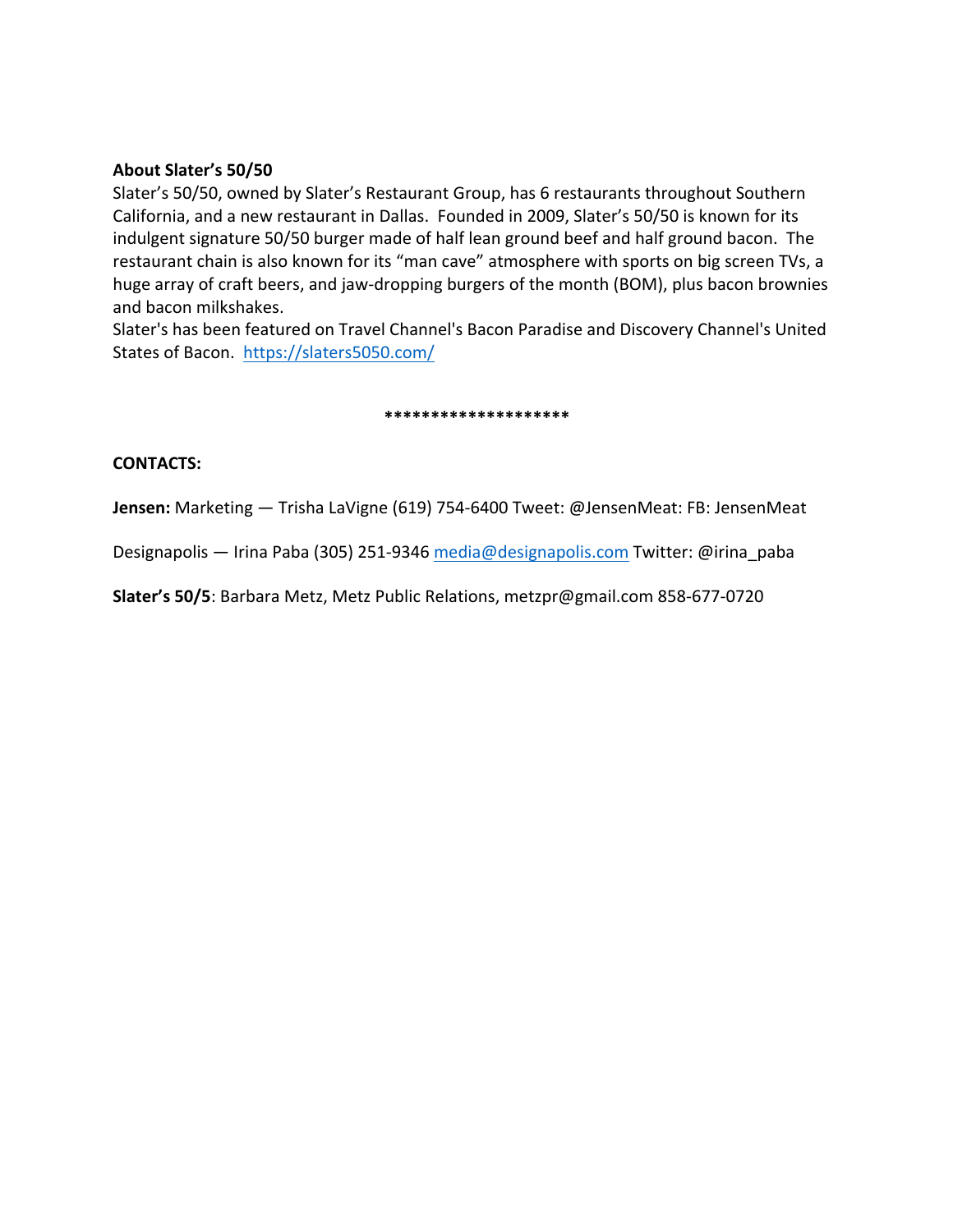**About Slater's 50/50**

Slater's 50/50, owned by Slater's Restaurant Group, has 6 restaurants throughout Southern California, and a new restaurant in Dallas. Founded in 2009, Slater's 50/50 is known for its indulgent signature 50/50 burger made of half lean ground beef and half ground bacon. The restaurant chain is also known for its "man cave" atmosphere with sports on big screen TVs, a huge array of craft beers, and jaw-dropping burgers of the month (BOM), plus bacon brownies and bacon milkshakes.

Slater's has been featured on Travel Channel's Bacon Paradise and Discovery Channel's United States of Bacon. https://slaters5050.com/

********************

**CONTACTS:**

**Jensen:** Marketing — Trisha LaVigne (619) 754-6400 Tweet: @JensenMeat: FB: JensenMeat

Designapolis — Irina Paba (305) 251-9346 media@designapolis.com Twitter: @irina_paba

**Slater's 50/5**: Barbara Metz, Metz Public Relations, metzpr@gmail.com 858-677-0720